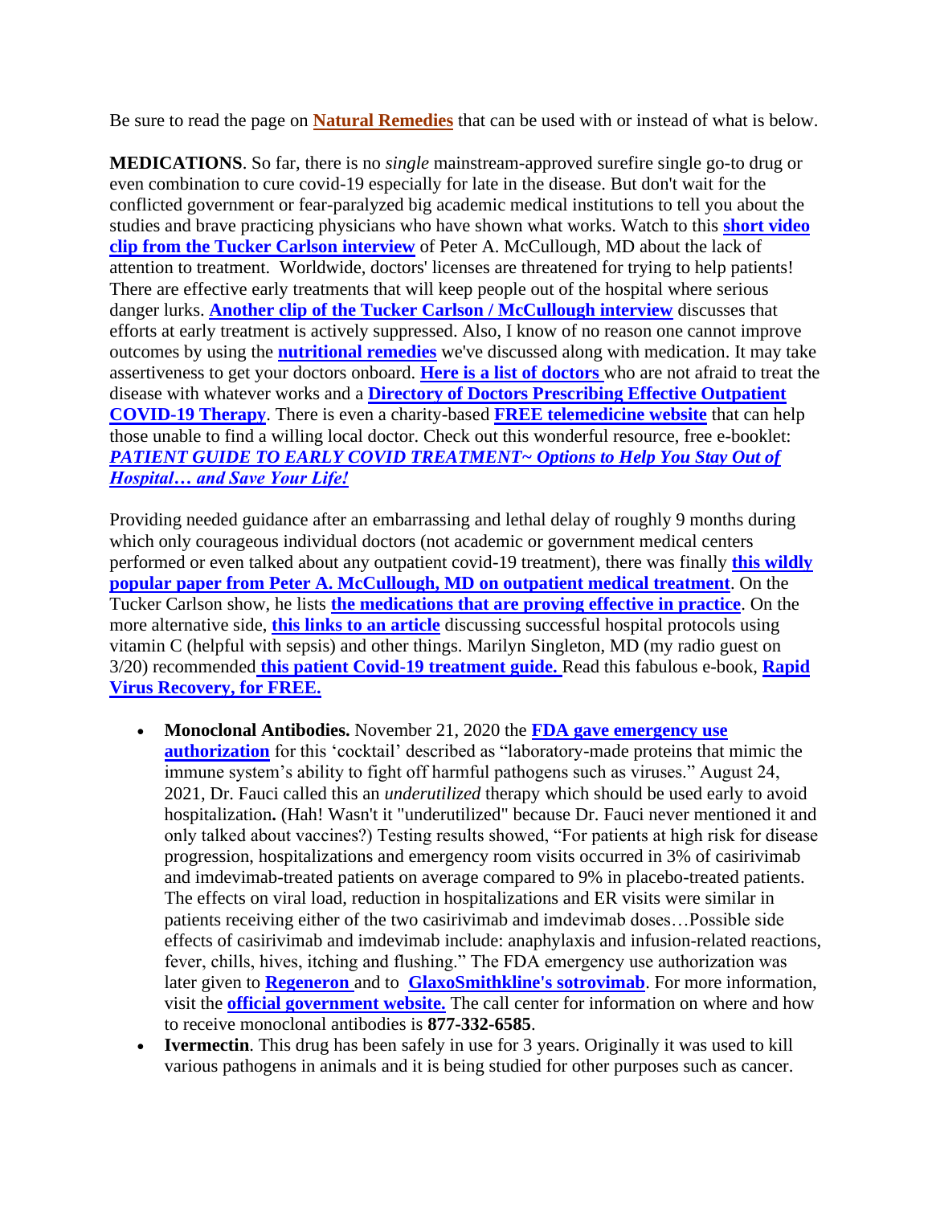Be sure to read the page on **Natural Remedies** that can be used with or instead of what is below.

**MEDICATIONS**. So far, there is no *single* mainstream-approved surefire single go-to drug or even combination to cure covid-19 especially for late in the disease. But don't wait for the conflicted government or fear-paralyzed big academic medical institutions to tell you about the studies and brave practicing physicians who have shown what works. Watch to this **short video clip from the Tucker Carlson interview** of Peter A. McCullough, MD about the lack of attention to treatment. Worldwide, doctors' licenses are threatened for trying to help patients! There are effective early treatments that will keep people out of the hospital where serious danger lurks. **Another clip of the Tucker Carlson / McCullough interview** discusses that efforts at early treatment is actively suppressed. Also, I know of no reason one cannot improve outcomes by using the **nutritional remedies** we've discussed along with medication. It may take assertiveness to get your doctors onboard. **Here is a list of doctors** who are not afraid to treat the disease with whatever works and a **Directory of Doctors Prescribing Effective Outpatient COVID-19 Therapy**. There is even a charity-based **FREE telemedicine website** that can help those unable to find a willing local doctor. Check out this wonderful resource, free e-booklet: ***PATIENT GUIDE TO EARLY COVID TREATMENT~ Options to Help You Stay Out of Hospital… and Save Your Life!***

Providing needed guidance after an embarrassing and lethal delay of roughly 9 months during which only courageous individual doctors (not academic or government medical centers performed or even talked about any outpatient covid-19 treatment), there was finally **this wildly popular paper from Peter A. McCullough, MD on outpatient medical treatment**. On the Tucker Carlson show, he lists **the medications that are proving effective in practice**. On the more alternative side, **this links to an article** discussing successful hospital protocols using vitamin C (helpful with sepsis) and other things. Marilyn Singleton, MD (my radio guest on 3/20) recommended **this patient Covid-19 treatment guide.** Read this fabulous e-book, **Rapid Virus Recovery, for FREE.**

- **Monoclonal Antibodies.** November 21, 2020 the **FDA gave emergency use authorization** for this 'cocktail' described as "laboratory-made proteins that mimic the immune system's ability to fight off harmful pathogens such as viruses." August 24, 2021, Dr. Fauci called this an *underutilized* therapy which should be used early to avoid hospitalization**.** (Hah! Wasn't it "underutilized" because Dr. Fauci never mentioned it and only talked about vaccines?) Testing results showed, "For patients at high risk for disease progression, hospitalizations and emergency room visits occurred in 3% of casirivimab and imdevimab-treated patients on average compared to 9% in placebo-treated patients. The effects on viral load, reduction in hospitalizations and ER visits were similar in patients receiving either of the two casirivimab and imdevimab doses…Possible side effects of casirivimab and imdevimab include: anaphylaxis and infusion-related reactions, fever, chills, hives, itching and flushing." The FDA emergency use authorization was later given to **Regeneron** and to **GlaxoSmithkline's sotrovimab**. For more information, visit the **official government website.** The call center for information on where and how to receive monoclonal antibodies is **877-332-6585**.
- **Ivermectin**. This drug has been safely in use for 3 years. Originally it was used to kill various pathogens in animals and it is being studied for other purposes such as cancer.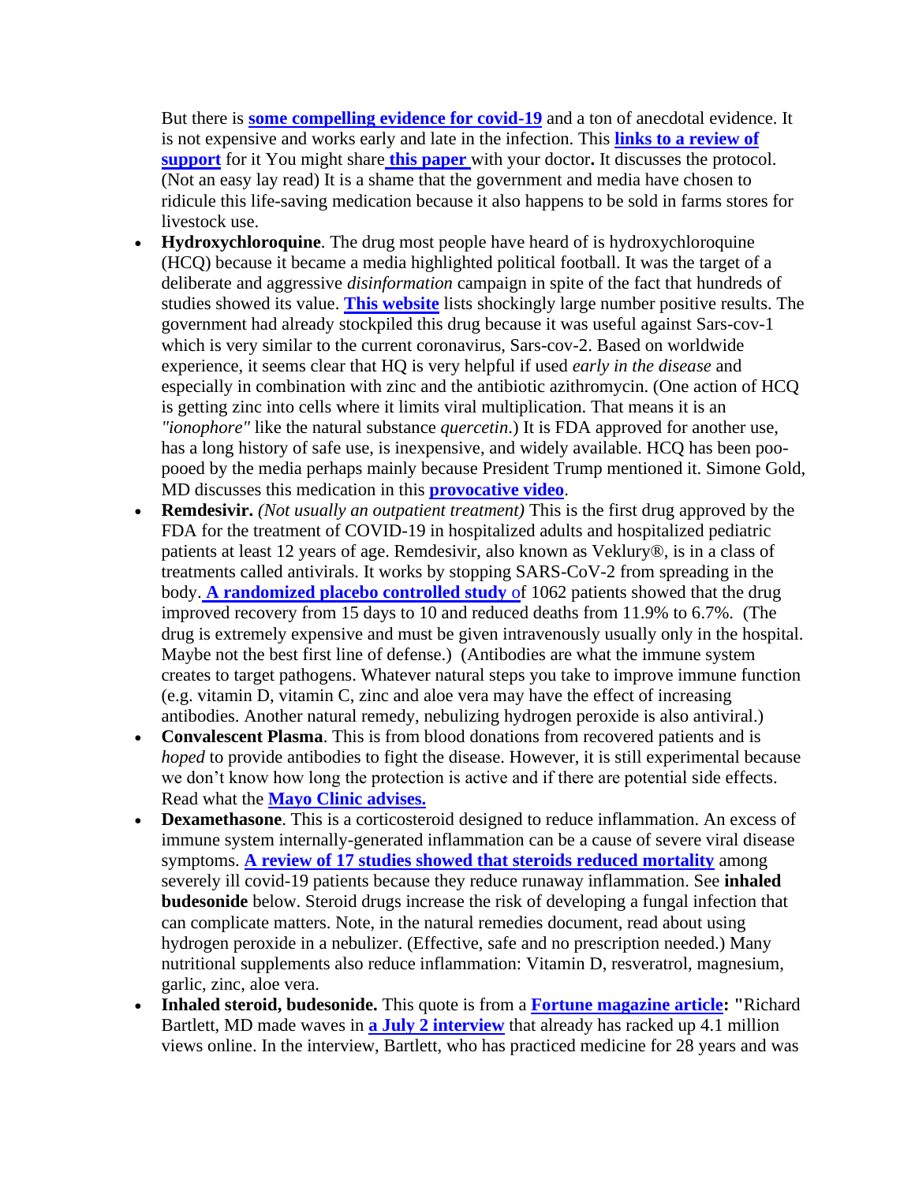But there is **some compelling evidence for covid-19** and a ton of anecdotal evidence. It is not expensive and works early and late in the infection. This **links to a review of support** for it You might share **this paper** with your doctor**.** It discusses the protocol. (Not an easy lay read) It is a shame that the government and media have chosen to ridicule this life-saving medication because it also happens to be sold in farms stores for livestock use.

- **Hydroxychloroquine**. The drug most people have heard of is hydroxychloroquine (HCQ) because it became a media highlighted political football. It was the target of a deliberate and aggressive *disinformation* campaign in spite of the fact that hundreds of studies showed its value. **This website** lists shockingly large number positive results. The government had already stockpiled this drug because it was useful against Sars-cov-1 which is very similar to the current coronavirus, Sars-cov-2. Based on worldwide experience, it seems clear that HQ is very helpful if used *early in the disease* and especially in combination with zinc and the antibiotic azithromycin. (One action of HCQ is getting zinc into cells where it limits viral multiplication. That means it is an *"ionophore"* like the natural substance *quercetin*.) It is FDA approved for another use, has a long history of safe use, is inexpensive, and widely available. HCQ has been poo-pooed by the media perhaps mainly because President Trump mentioned it. Simone Gold, MD discusses this medication in this **provocative video**.
- **Remdesivir.** *(Not usually an outpatient treatment)* This is the first drug approved by the FDA for the treatment of COVID-19 in hospitalized adults and hospitalized pediatric patients at least 12 years of age. Remdesivir, also known as Veklury®, is in a class of treatments called antivirals. It works by stopping SARS-CoV-2 from spreading in the body. **A randomized placebo controlled study** of 1062 patients showed that the drug improved recovery from 15 days to 10 and reduced deaths from 11.9% to 6.7%. (The drug is extremely expensive and must be given intravenously usually only in the hospital. Maybe not the best first line of defense.) (Antibodies are what the immune system creates to target pathogens. Whatever natural steps you take to improve immune function (e.g. vitamin D, vitamin C, zinc and aloe vera may have the effect of increasing antibodies. Another natural remedy, nebulizing hydrogen peroxide is also antiviral.)
- **Convalescent Plasma**. This is from blood donations from recovered patients and is *hoped* to provide antibodies to fight the disease. However, it is still experimental because we don't know how long the protection is active and if there are potential side effects. Read what the **Mayo Clinic advises.**
- **Dexamethasone**. This is a corticosteroid designed to reduce inflammation. An excess of immune system internally-generated inflammation can be a cause of severe viral disease symptoms. **A review of 17 studies showed that steroids reduced mortality** among severely ill covid-19 patients because they reduce runaway inflammation. See **inhaled budesonide** below. Steroid drugs increase the risk of developing a fungal infection that can complicate matters. Note, in the natural remedies document, read about using hydrogen peroxide in a nebulizer. (Effective, safe and no prescription needed.) Many nutritional supplements also reduce inflammation: Vitamin D, resveratrol, magnesium, garlic, zinc, aloe vera.
- **Inhaled steroid, budesonide.** This quote is from a **Fortune magazine article: "**Richard Bartlett, MD made waves in **a July 2 interview** that already has racked up 4.1 million views online. In the interview, Bartlett, who has practiced medicine for 28 years and was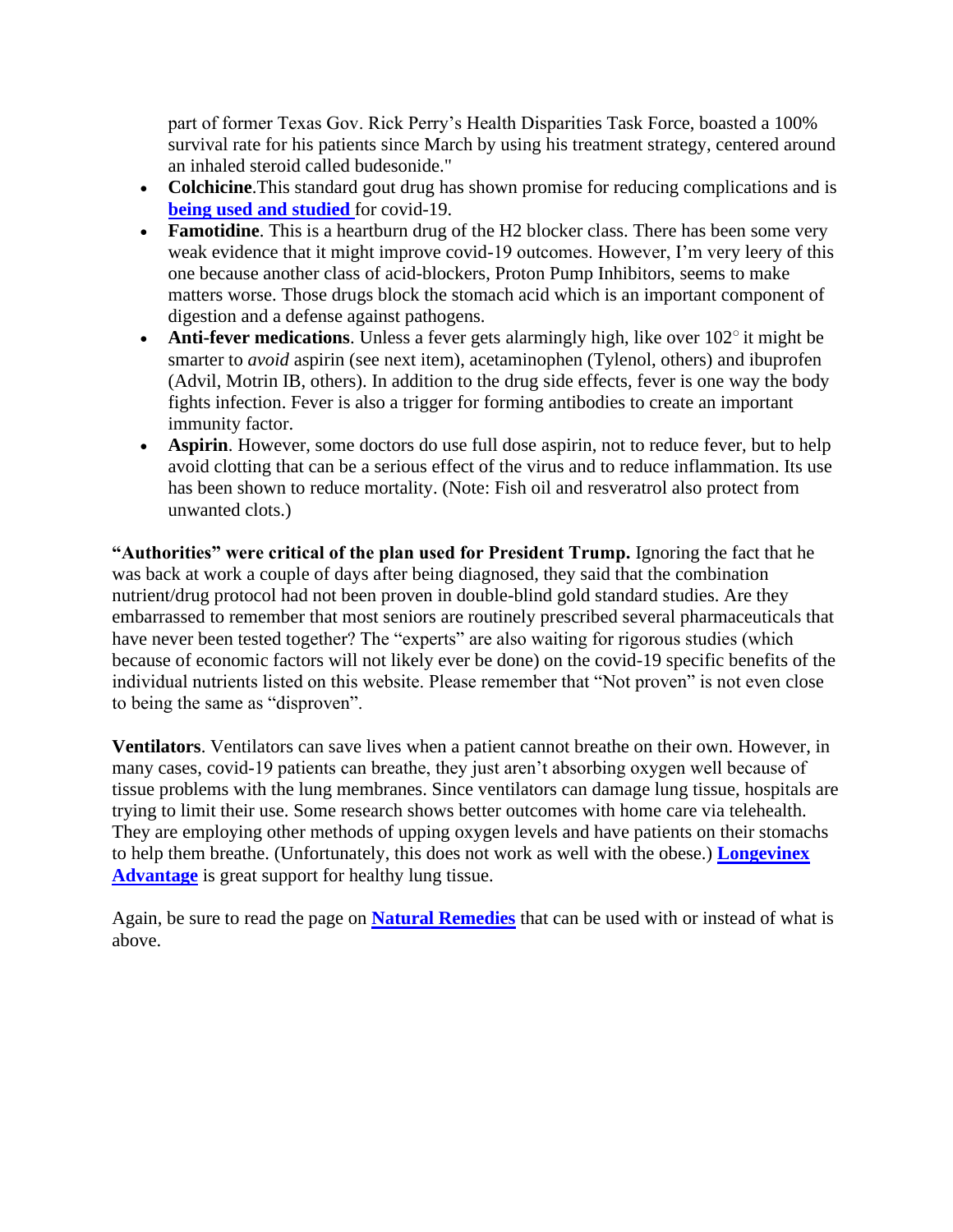part of former Texas Gov. Rick Perry's Health Disparities Task Force, boasted a 100% survival rate for his patients since March by using his treatment strategy, centered around an inhaled steroid called budesonide."

- **Colchicine**.This standard gout drug has shown promise for reducing complications and is **being used and studied** for covid-19.
- **Famotidine**. This is a heartburn drug of the H2 blocker class. There has been some very weak evidence that it might improve covid-19 outcomes. However, I'm very leery of this one because another class of acid-blockers, Proton Pump Inhibitors, seems to make matters worse. Those drugs block the stomach acid which is an important component of digestion and a defense against pathogens.
- **Anti-fever medications**. Unless a fever gets alarmingly high, like over 102° it might be smarter to *avoid* aspirin (see next item), acetaminophen (Tylenol, others) and ibuprofen (Advil, Motrin IB, others). In addition to the drug side effects, fever is one way the body fights infection. Fever is also a trigger for forming antibodies to create an important immunity factor.
- **Aspirin**. However, some doctors do use full dose aspirin, not to reduce fever, but to help avoid clotting that can be a serious effect of the virus and to reduce inflammation. Its use has been shown to reduce mortality. (Note: Fish oil and resveratrol also protect from unwanted clots.)

**"Authorities" were critical of the plan used for President Trump.** Ignoring the fact that he was back at work a couple of days after being diagnosed, they said that the combination nutrient/drug protocol had not been proven in double-blind gold standard studies. Are they embarrassed to remember that most seniors are routinely prescribed several pharmaceuticals that have never been tested together? The "experts" are also waiting for rigorous studies (which because of economic factors will not likely ever be done) on the covid-19 specific benefits of the individual nutrients listed on this website. Please remember that "Not proven" is not even close to being the same as "disproven".

**Ventilators**. Ventilators can save lives when a patient cannot breathe on their own. However, in many cases, covid-19 patients can breathe, they just aren't absorbing oxygen well because of tissue problems with the lung membranes. Since ventilators can damage lung tissue, hospitals are trying to limit their use. Some research shows better outcomes with home care via telehealth. They are employing other methods of upping oxygen levels and have patients on their stomachs to help them breathe. (Unfortunately, this does not work as well with the obese.) **Longevinex Advantage** is great support for healthy lung tissue.

Again, be sure to read the page on **Natural Remedies** that can be used with or instead of what is above.